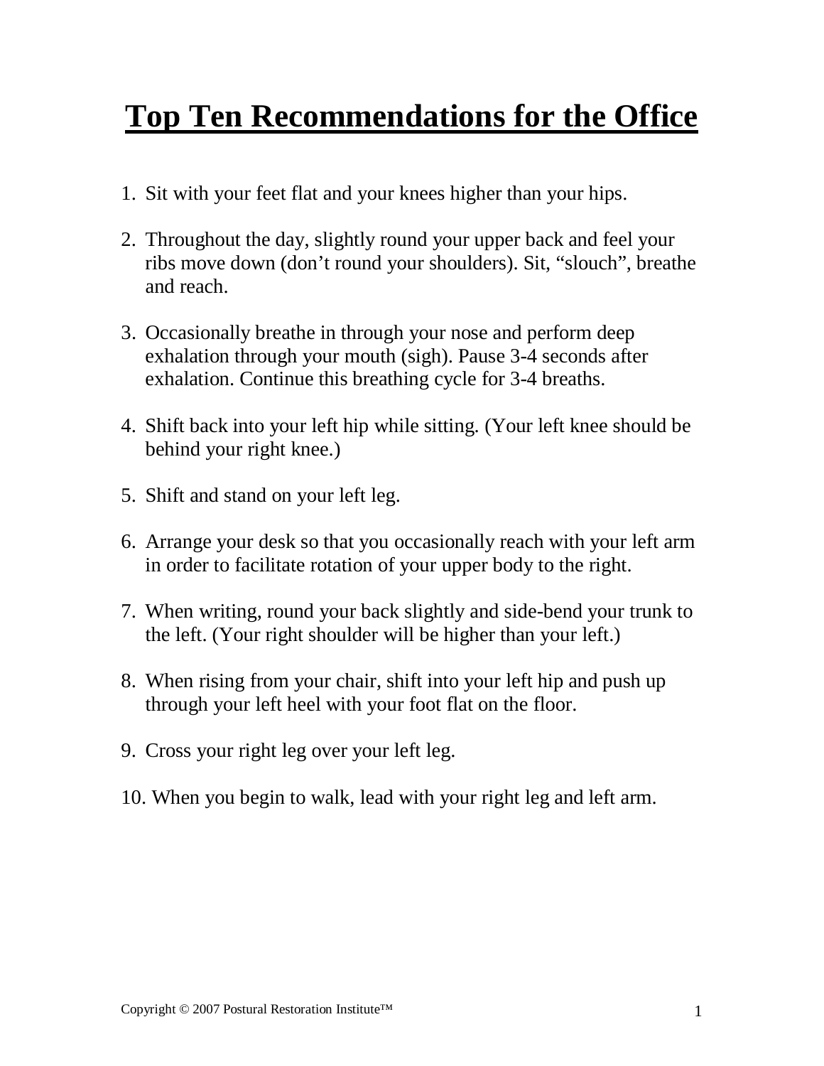# Top Ten Recommendations for the Office

1. Sit with your feet flat and your knees higher than your hips.

2. Throughout the day, slightly round your upper back and feel your ribs move down (don't round your shoulders). Sit, "slouch", breathe and reach.

3. Occasionally breathe in through your nose and perform deep exhalation through your mouth (sigh). Pause 3-4 seconds after exhalation. Continue this breathing cycle for 3-4 breaths.

4. Shift back into your left hip while sitting. (Your left knee should be behind your right knee.)

5. Shift and stand on your left leg.

6. Arrange your desk so that you occasionally reach with your left arm in order to facilitate rotation of your upper body to the right.

7. When writing, round your back slightly and side-bend your trunk to the left. (Your right shoulder will be higher than your left.)

8. When rising from your chair, shift into your left hip and push up through your left heel with your foot flat on the floor.

9. Cross your right leg over your left leg.

10. When you begin to walk, lead with your right leg and left arm.

Copyright © 2007 Postural Restoration Institute™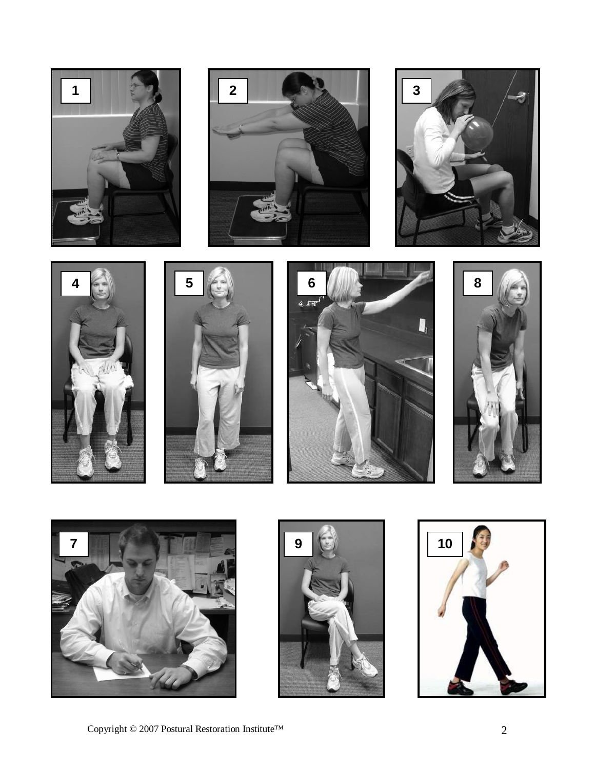1

2

3

4

5

6

8

7

9

10

Copyright © 2007 Postural Restoration Institute™